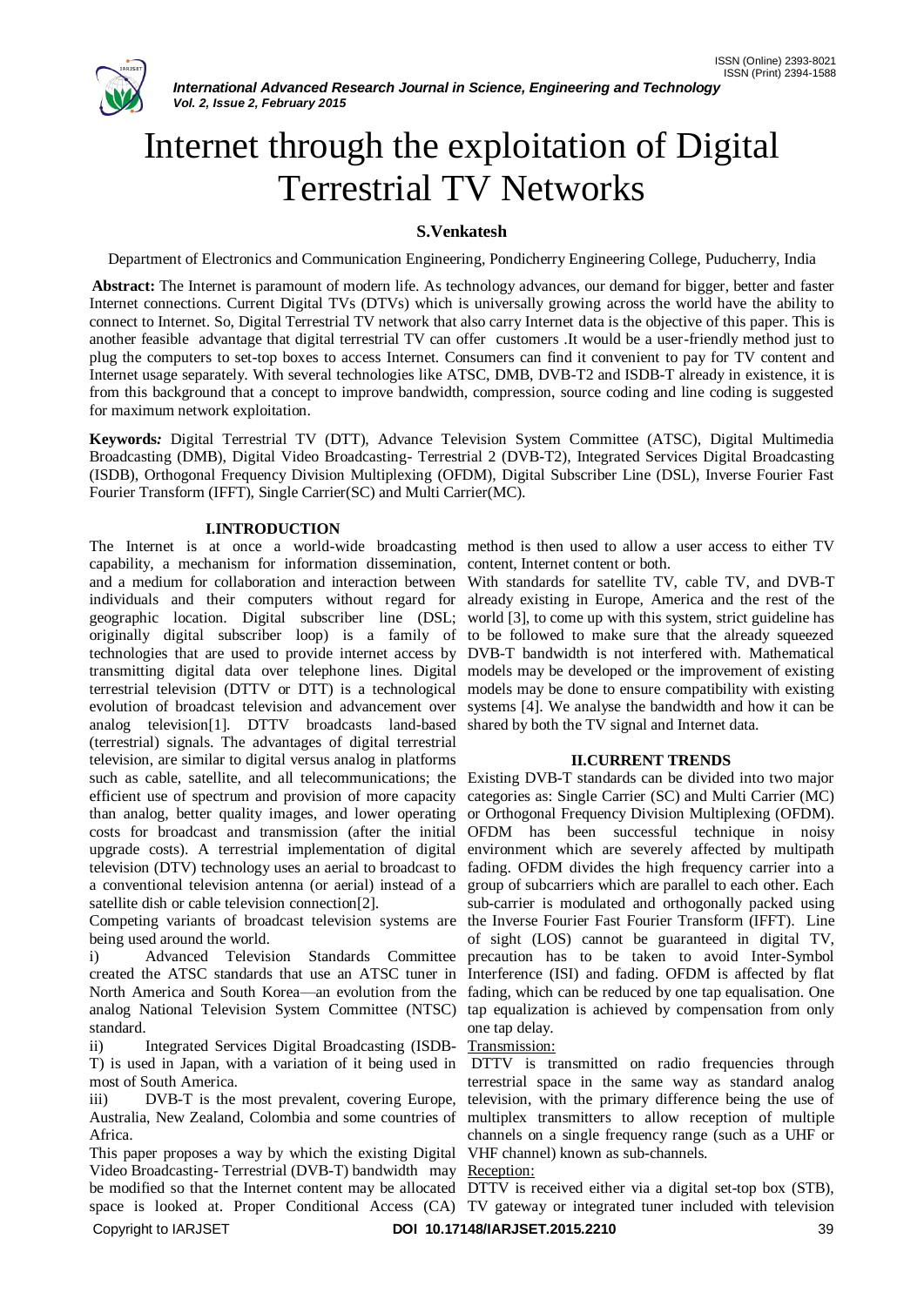# Internet through the exploitation of Digital Terrestrial TV Networks

**S.Venkatesh**

Department of Electronics and Communication Engineering, Pondicherry Engineering College, Puducherry, India

**Abstract:** The Internet is paramount of modern life. As technology advances, our demand for bigger, better and faster Internet connections. Current Digital TVs (DTVs) which is universally growing across the world have the ability to connect to Internet. So, Digital Terrestrial TV network that also carry Internet data is the objective of this paper. This is another feasible advantage that digital terrestrial TV can offer customers .It would be a user-friendly method just to plug the computers to set-top boxes to access Internet. Consumers can find it convenient to pay for TV content and Internet usage separately. With several technologies like ATSC, DMB, DVB-T2 and ISDB-T already in existence, it is from this background that a concept to improve bandwidth, compression, source coding and line coding is suggested for maximum network exploitation.

**Keywords:** Digital Terrestrial TV (DTT), Advance Television System Committee (ATSC), Digital Multimedia Broadcasting (DMB), Digital Video Broadcasting- Terrestrial 2 (DVB-T2), Integrated Services Digital Broadcasting (ISDB), Orthogonal Frequency Division Multiplexing (OFDM), Digital Subscriber Line (DSL), Inverse Fourier Fast Fourier Transform (IFFT), Single Carrier(SC) and Multi Carrier(MC).

## I.INTRODUCTION

The Internet is at once a world-wide broadcasting capability, a mechanism for information dissemination, and a medium for collaboration and interaction between individuals and their computers without regard for geographic location. Digital subscriber line (DSL; originally digital subscriber loop) is a family of technologies that are used to provide internet access by transmitting digital data over telephone lines. Digital terrestrial television (DTTV or DTT) is a technological evolution of broadcast television and advancement over analog television[1]. DTTV broadcasts land-based (terrestrial) signals. The advantages of digital terrestrial television, are similar to digital versus analog in platforms such as cable, satellite, and all telecommunications; the efficient use of spectrum and provision of more capacity than analog, better quality images, and lower operating costs for broadcast and transmission (after the initial upgrade costs). A terrestrial implementation of digital television (DTV) technology uses an aerial to broadcast to a conventional television antenna (or aerial) instead of a satellite dish or cable television connection[2].

Competing variants of broadcast television systems are being used around the world.

i) Advanced Television Standards Committee created the ATSC standards that use an ATSC tuner in North America and South Korea—an evolution from the analog National Television System Committee (NTSC) standard.

ii) Integrated Services Digital Broadcasting (ISDB-T) is used in Japan, with a variation of it being used in most of South America.

iii) DVB-T is the most prevalent, covering Europe, Australia, New Zealand, Colombia and some countries of Africa.

This paper proposes a way by which the existing Digital Video Broadcasting- Terrestrial (DVB-T) bandwidth may be modified so that the Internet content may be allocated space is looked at. Proper Conditional Access (CA) method is then used to allow a user access to either TV content, Internet content or both.

With standards for satellite TV, cable TV, and DVB-T already existing in Europe, America and the rest of the world [3], to come up with this system, strict guideline has to be followed to make sure that the already squeezed DVB-T bandwidth is not interfered with. Mathematical models may be developed or the improvement of existing models may be done to ensure compatibility with existing systems [4]. We analyse the bandwidth and how it can be shared by both the TV signal and Internet data.

## II.CURRENT TRENDS

Existing DVB-T standards can be divided into two major categories as: Single Carrier (SC) and Multi Carrier (MC) or Orthogonal Frequency Division Multiplexing (OFDM). OFDM has been successful technique in noisy environment which are severely affected by multipath fading. OFDM divides the high frequency carrier into a group of subcarriers which are parallel to each other. Each sub-carrier is modulated and orthogonally packed using the Inverse Fourier Fast Fourier Transform (IFFT). Line of sight (LOS) cannot be guaranteed in digital TV, precaution has to be taken to avoid Inter-Symbol Interference (ISI) and fading. OFDM is affected by flat fading, which can be reduced by one tap equalisation. One tap equalization is achieved by compensation from only one tap delay.

Transmission:

DTTV is transmitted on radio frequencies through terrestrial space in the same way as standard analog television, with the primary difference being the use of multiplex transmitters to allow reception of multiple channels on a single frequency range (such as a UHF or VHF channel) known as sub-channels.

Reception:

DTTV is received either via a digital set-top box (STB), TV gateway or integrated tuner included with television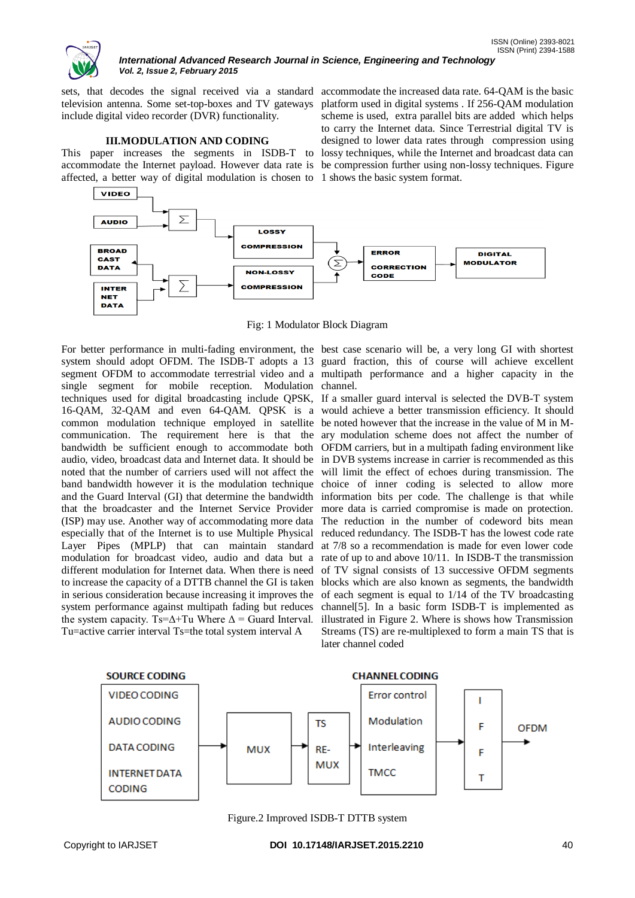sets, that decodes the signal received via a standard television antenna. Some set-top-boxes and TV gateways include digital video recorder (DVR) functionality.

## III.MODULATION AND CODING

This paper increases the segments in ISDB-T to accommodate the Internet payload. However data rate is affected, a better way of digital modulation is chosen to accommodate the increased data rate. 64-QAM is the basic platform used in digital systems . If 256-QAM modulation scheme is used, extra parallel bits are added which helps to carry the Internet data. Since Terrestrial digital TV is designed to lower data rates through compression using lossy techniques, while the Internet and broadcast data can be compression further using non-lossy techniques. Figure 1 shows the basic system format.

Fig: 1 Modulator Block Diagram

For better performance in multi-fading environment, the system should adopt OFDM. The ISDB-T adopts a 13 segment OFDM to accommodate terrestrial video and a single segment for mobile reception. Modulation techniques used for digital broadcasting include QPSK, 16-QAM, 32-QAM and even 64-QAM. QPSK is a common modulation technique employed in satellite communication. The requirement here is that the bandwidth be sufficient enough to accommodate both audio, video, broadcast data and Internet data. It should be noted that the number of carriers used will not affect the band bandwidth however it is the modulation technique and the Guard Interval (GI) that determine the bandwidth that the broadcaster and the Internet Service Provider (ISP) may use. Another way of accommodating more data especially that of the Internet is to use Multiple Physical Layer Pipes (MPLP) that can maintain standard modulation for broadcast video, audio and data but a different modulation for Internet data. When there is need to increase the capacity of a DTTB channel the GI is taken in serious consideration because increasing it improves the system performance against multipath fading but reduces the system capacity. $T_s=\Delta+T_u$ Where $\Delta$ = Guard Interval. $T_u$=active carrier interval $T_s$=the total system interval A best case scenario will be, a very long GI with shortest guard fraction, this of course will achieve excellent multipath performance and a higher capacity in the channel.

If a smaller guard interval is selected the DVB-T system would achieve a better transmission efficiency. It should be noted however that the increase in the value of M in M-ary modulation scheme does not affect the number of OFDM carriers, but in a multipath fading environment like in DVB systems increase in carrier is recommended as this will limit the effect of echoes during transmission. The choice of inner coding is selected to allow more information bits per code. The challenge is that while more data is carried compromise is made on protection. The reduction in the number of codeword bits mean reduced redundancy. The ISDB-T has the lowest code rate at 7/8 so a recommendation is made for even lower code rate of up to and above 10/11. In ISDB-T the transmission of TV signal consists of 13 successive OFDM segments blocks which are also known as segments, the bandwidth of each segment is equal to 1/14 of the TV broadcasting channel[5]. In a basic form ISDB-T is implemented as illustrated in Figure 2. Where is shows how Transmission Streams (TS) are re-multiplexed to form a main TS that is later channel coded

Figure.2 Improved ISDB-T DTTB system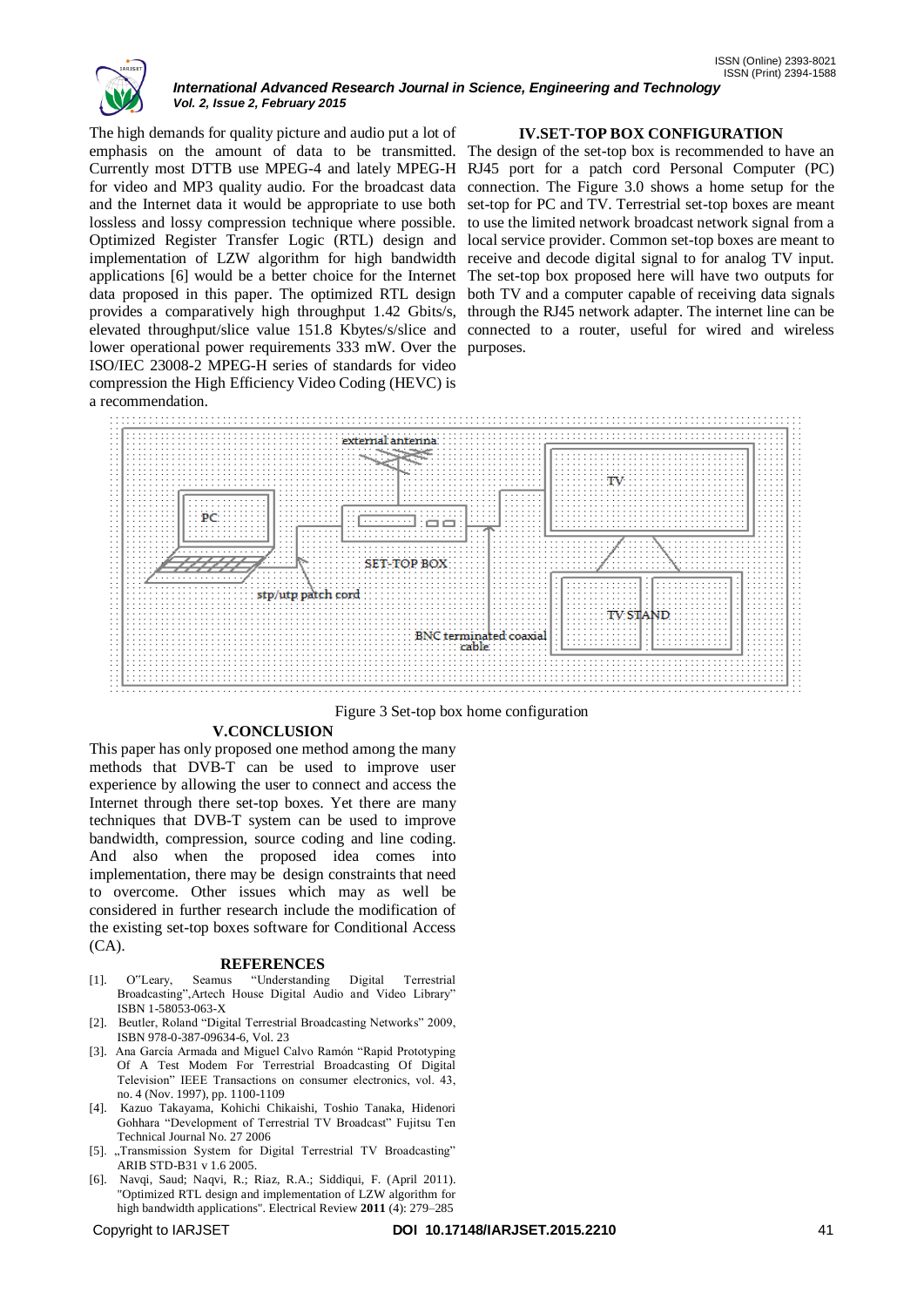The high demands for quality picture and audio put a lot of emphasis on the amount of data to be transmitted. Currently most DTTB use MPEG-4 and lately MPEG-H for video and MP3 quality audio. For the broadcast data and the Internet data it would be appropriate to use both lossless and lossy compression technique where possible. Optimized Register Transfer Logic (RTL) design and implementation of LZW algorithm for high bandwidth applications [6] would be a better choice for the Internet data proposed in this paper. The optimized RTL design provides a comparatively high throughput 1.42 Gbits/s, elevated throughput/slice value 151.8 Kbytes/s/slice and lower operational power requirements 333 mW. Over the ISO/IEC 23008-2 MPEG-H series of standards for video compression the High Efficiency Video Coding (HEVC) is a recommendation.

## IV.SET-TOP BOX CONFIGURATION

The design of the set-top box is recommended to have an RJ45 port for a patch cord Personal Computer (PC) connection. The Figure 3.0 shows a home setup for the set-top for PC and TV. Terrestrial set-top boxes are meant to use the limited network broadcast network signal from a local service provider. Common set-top boxes are meant to receive and decode digital signal to for analog TV input. The set-top box proposed here will have two outputs for both TV and a computer capable of receiving data signals through the RJ45 network adapter. The internet line can be connected to a router, useful for wired and wireless purposes.

external antenna

PC

SET-TOP BOX

TV

stp/utp patch cord

TV STAND

BNC terminated coaxial cable

Figure 3 Set-top box home configuration

## V.CONCLUSION

This paper has only proposed one method among the many methods that DVB-T can be used to improve user experience by allowing the user to connect and access the Internet through there set-top boxes. Yet there are many techniques that DVB-T system can be used to improve bandwidth, compression, source coding and line coding. And also when the proposed idea comes into implementation, there may be design constraints that need to overcome. Other issues which may as well be considered in further research include the modification of the existing set-top boxes software for Conditional Access (CA).

## REFERENCES

- [1]. O"Leary, Seamus "Understanding Digital Terrestrial Broadcasting",Artech House Digital Audio and Video Library" ISBN 1-58053-063-X
- [2]. Beutler, Roland "Digital Terrestrial Broadcasting Networks" 2009, ISBN 978-0-387-09634-6, Vol. 23
- [3]. Ana García Armada and Miguel Calvo Ramón "Rapid Prototyping Of A Test Modem For Terrestrial Broadcasting Of Digital Television" IEEE Transactions on consumer electronics, vol. 43, no. 4 (Nov. 1997), pp. 1100-1109
- [4]. Kazuo Takayama, Kohichi Chikaishi, Toshio Tanaka, Hidenori Gohhara "Development of Terrestrial TV Broadcast" Fujitsu Ten Technical Journal No. 27 2006
- [5]. „Transmission System for Digital Terrestrial TV Broadcasting" ARIB STD-B31 v 1.6 2005.
- [6]. Navqi, Saud; Naqvi, R.; Riaz, R.A.; Siddiqui, F. (April 2011). "Optimized RTL design and implementation of LZW algorithm for high bandwidth applications". Electrical Review **2011** (4): 279–285